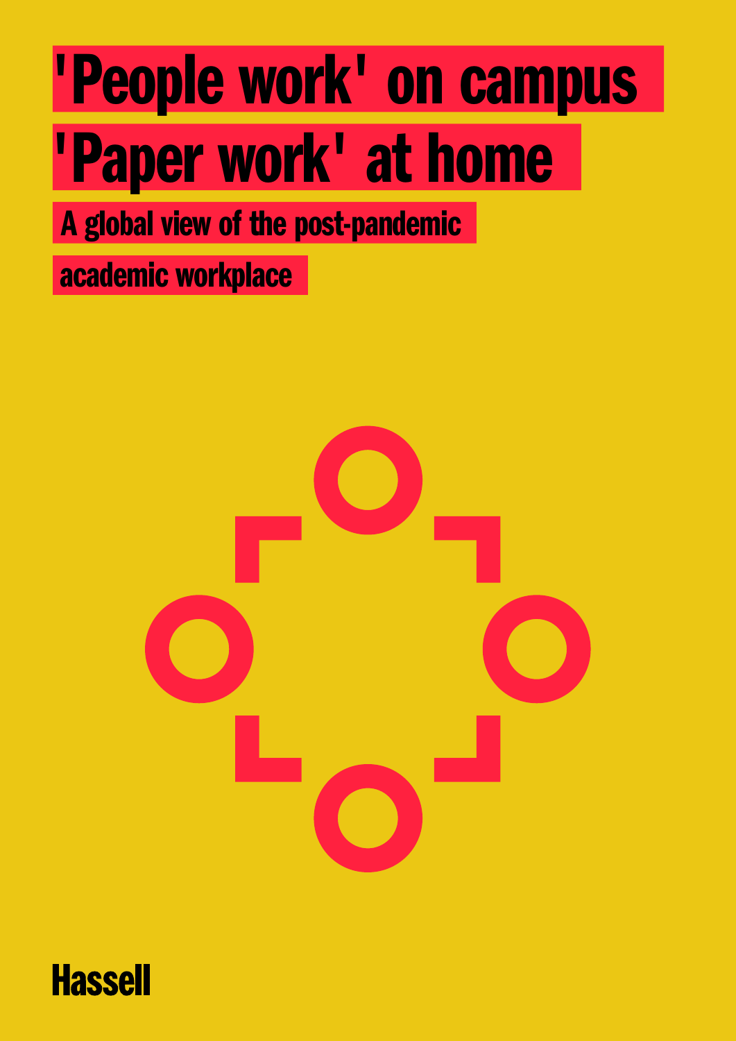# 'People work' on campus 'Paper work' at home

## A global view of the post-pandemic academic workplace

Hassell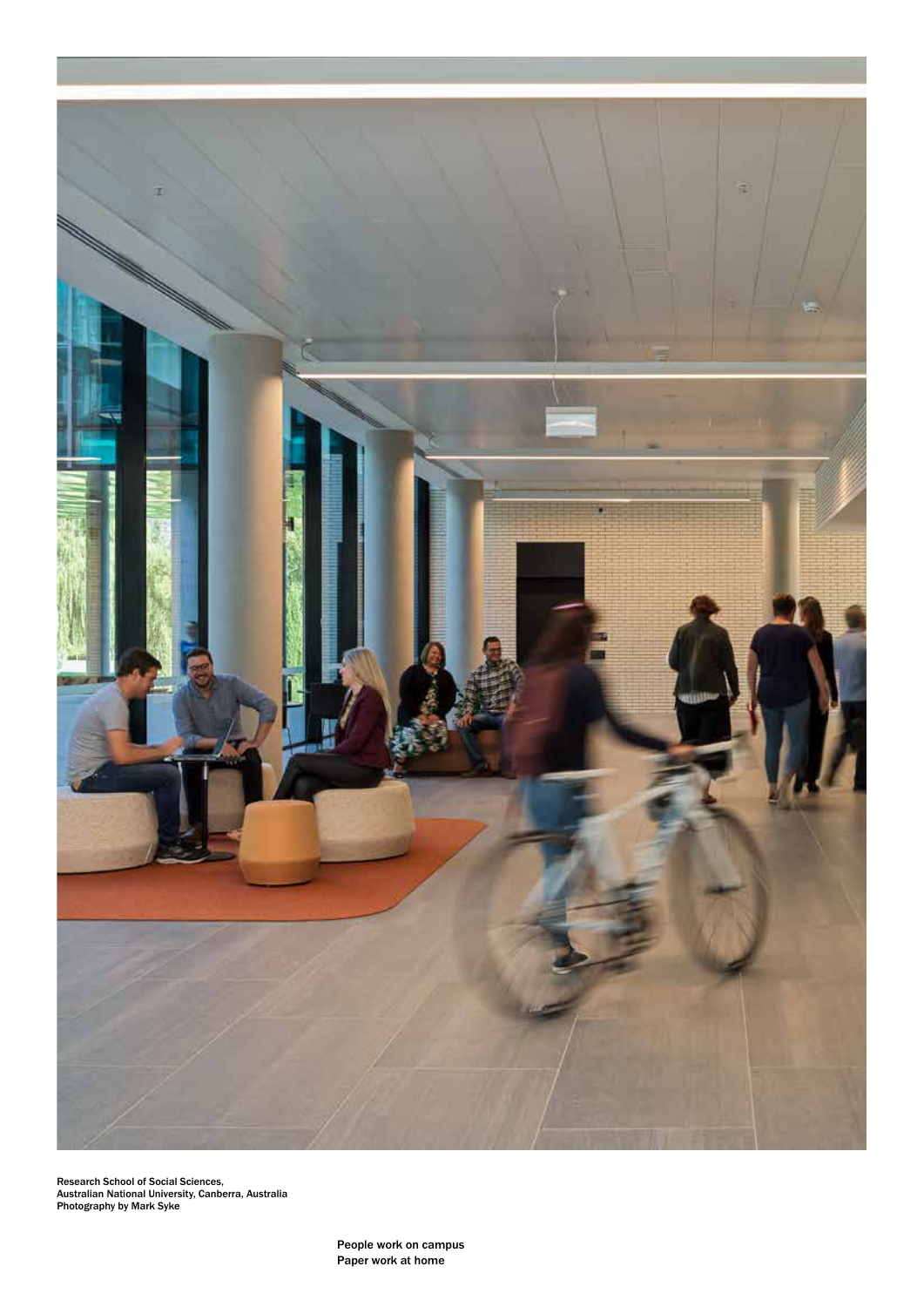Research School of Social Sciences,
Australian National University, Canberra, Australia
Photography by Mark Syke

People work on campus
Paper work at home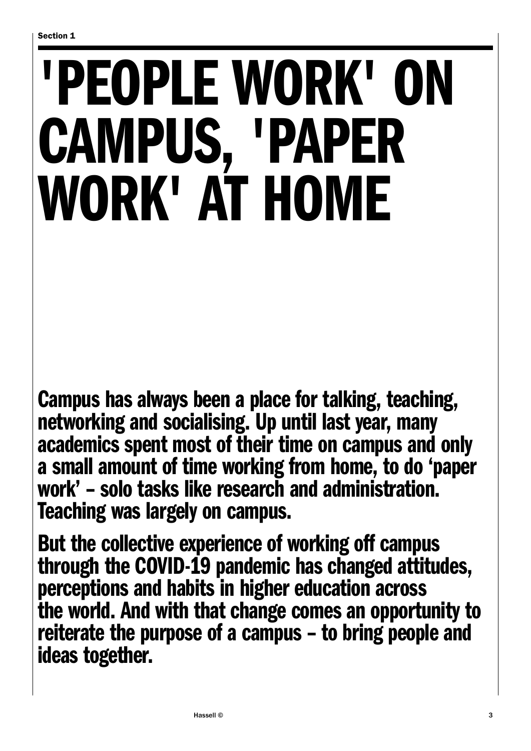Section 1

# 'PEOPLE WORK' ON CAMPUS, 'PAPER WORK' AT HOME

**Campus has always been a place for talking, teaching, networking and socialising. Up until last year, many academics spent most of their time on campus and only a small amount of time working from home, to do 'paper work' – solo tasks like research and administration. Teaching was largely on campus.**

**But the collective experience of working off campus through the COVID-19 pandemic has changed attitudes, perceptions and habits in higher education across the world. And with that change comes an opportunity to reiterate the purpose of a campus – to bring people and ideas together.**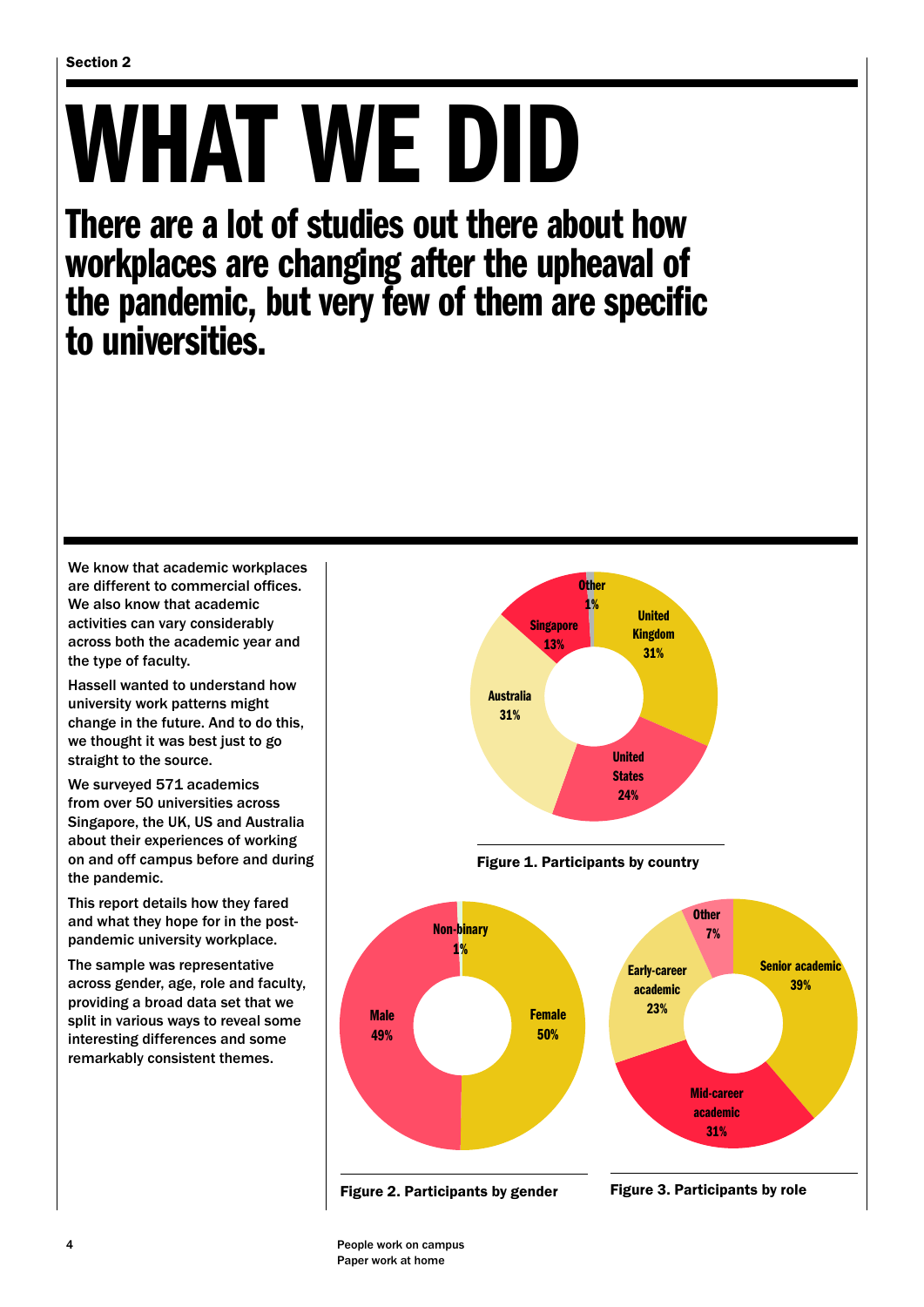Section 2

# WHAT WE DID

## There are a lot of studies out there about how workplaces are changing after the upheaval of the pandemic, but very few of them are specific to universities.

We know that academic workplaces are different to commercial offices. We also know that academic activities can vary considerably across both the academic year and the type of faculty.

Hassell wanted to understand how university work patterns might change in the future. And to do this, we thought it was best just to go straight to the source.

We surveyed 571 academics from over 50 universities across Singapore, the UK, US and Australia about their experiences of working on and off campus before and during the pandemic.

This report details how they fared and what they hope for in the post-pandemic university workplace.

The sample was representative across gender, age, role and faculty, providing a broad data set that we split in various ways to reveal some interesting differences and some remarkably consistent themes.

United Kingdom 31%
United States 24%
Australia 31%
Singapore 13%
Other 1%

**Figure 1. Participants by country**

Female 50%
Male 49%
Non-binary 1%

**Figure 2. Participants by gender**

Senior academic 39%
Mid-career academic 31%
Early-career academic 23%
Other 7%

**Figure 3. Participants by role**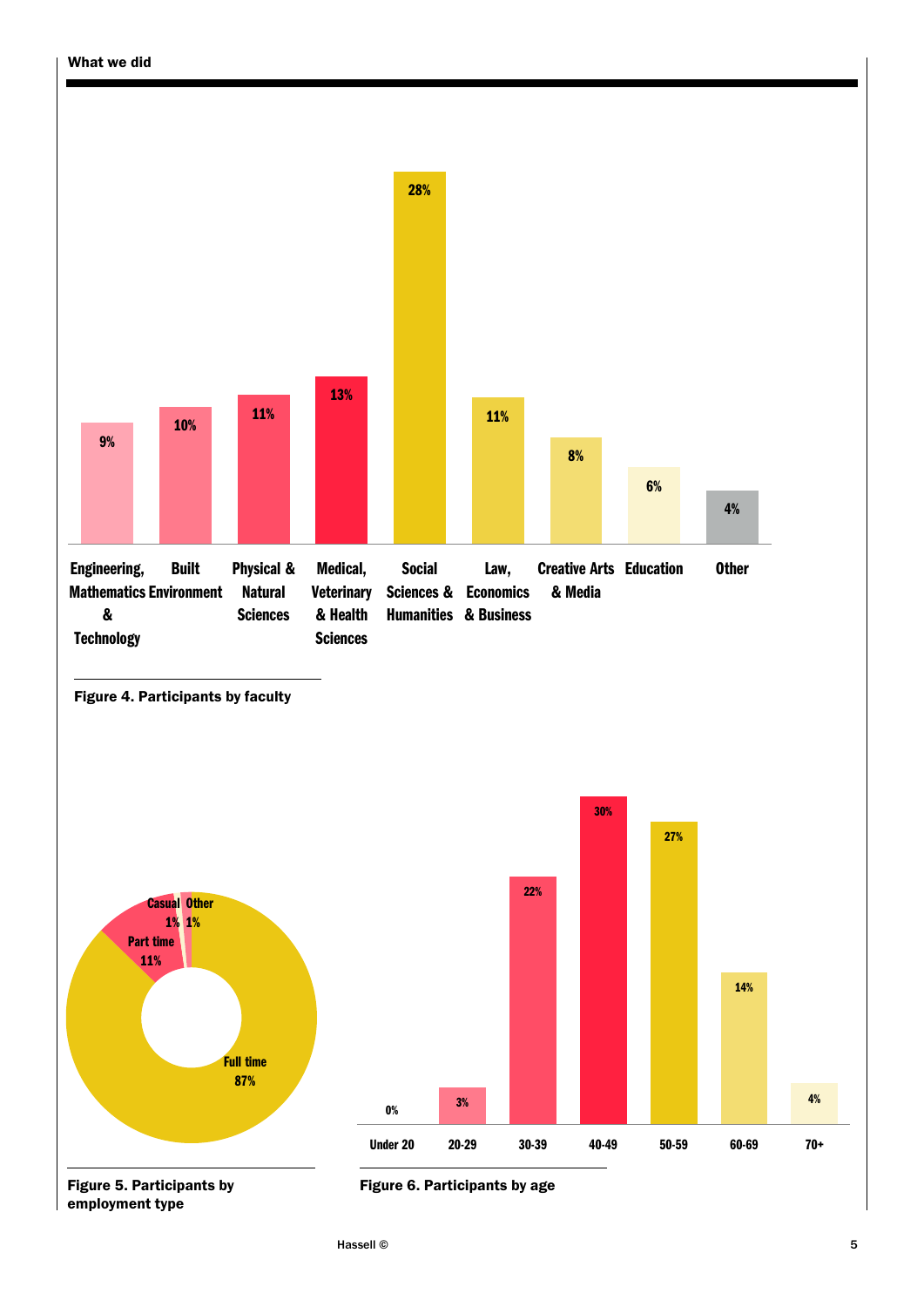**What we did**

| Faculty | Participants |
|---|---|
| Engineering, Mathematics & Technology | 9% |
| Built Environment | 10% |
| Physical & Natural Sciences | 11% |
| Medical, Veterinary & Health Sciences | 13% |
| Social Sciences & Humanities | 28% |
| Law, Economics & Business | 11% |
| Creative Arts & Media | 8% |
| Education | 6% |
| Other | 4% |

**Figure 4. Participants by faculty**

| Employment type | Participants |
|---|---|
| Full time | 87% |
| Part time | 11% |
| Casual | 1% |
| Other | 1% |

**Figure 5. Participants by employment type**

| Age | Participants |
|---|---|
| Under 20 | 0% |
| 20-29 | 3% |
| 30-39 | 22% |
| 40-49 | 30% |
| 50-59 | 27% |
| 60-69 | 14% |
| 70+ | 4% |

**Figure 6. Participants by age**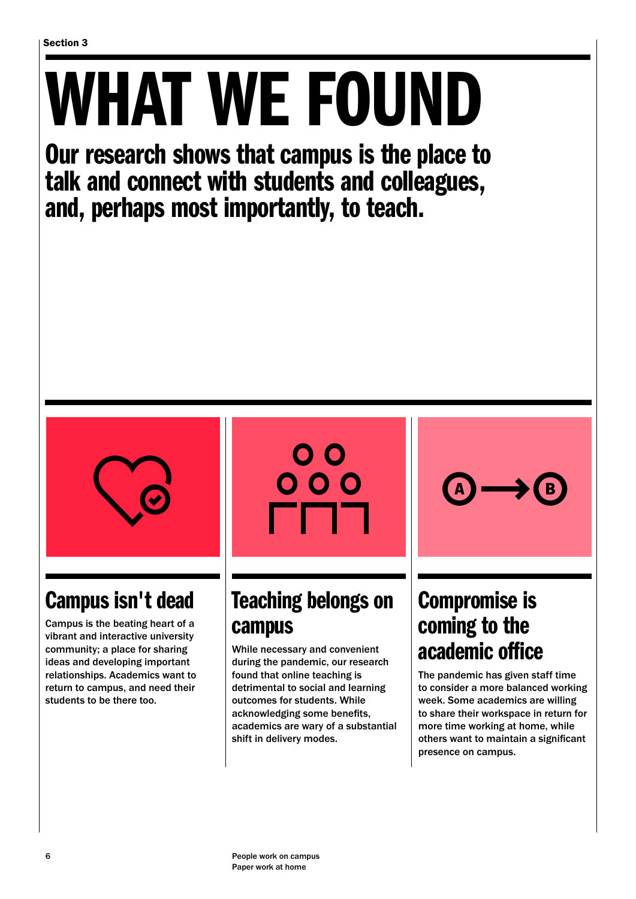Section 3

# WHAT WE FOUND

## Our research shows that campus is the place to talk and connect with students and colleagues, and, perhaps most importantly, to teach.

### Campus isn't dead

Campus is the beating heart of a vibrant and interactive university community; a place for sharing ideas and developing important relationships. Academics want to return to campus, and need their students to be there too.

### Teaching belongs on campus

While necessary and convenient during the pandemic, our research found that online teaching is detrimental to social and learning outcomes for students. While acknowledging some benefits, academics are wary of a substantial shift in delivery modes.

### Compromise is coming to the academic office

The pandemic has given staff time to consider a more balanced working week. Some academics are willing to share their workspace in return for more time working at home, while others want to maintain a significant presence on campus.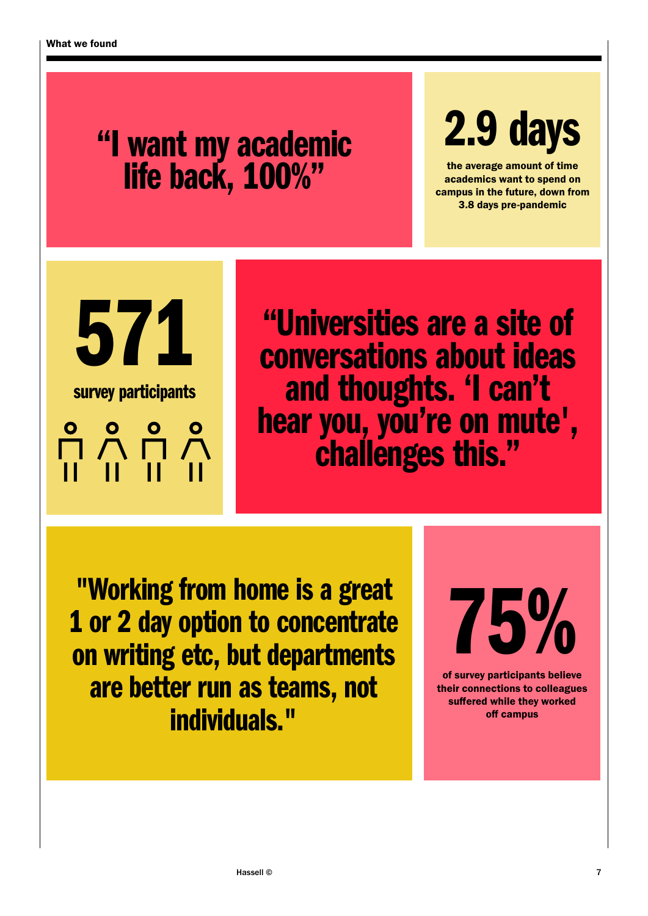What we found

“I want my academic life back, 100%”

**2.9 days**

**the average amount of time academics want to spend on campus in the future, down from 3.8 days pre-pandemic**

**571**

**survey participants**

“Universities are a site of conversations about ideas and thoughts. ‘I can’t hear you, you’re on mute', challenges this.”

"Working from home is a great 1 or 2 day option to concentrate on writing etc, but departments are better run as teams, not individuals."

**75%**

**of survey participants believe their connections to colleagues suffered while they worked off campus**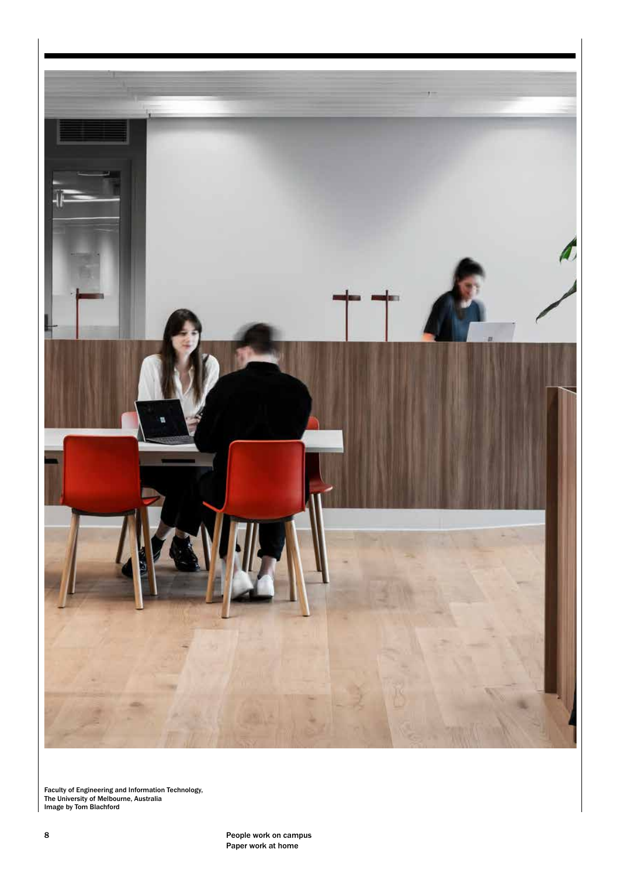Faculty of Engineering and Information Technology,
The University of Melbourne, Australia
Image by Tom Blachford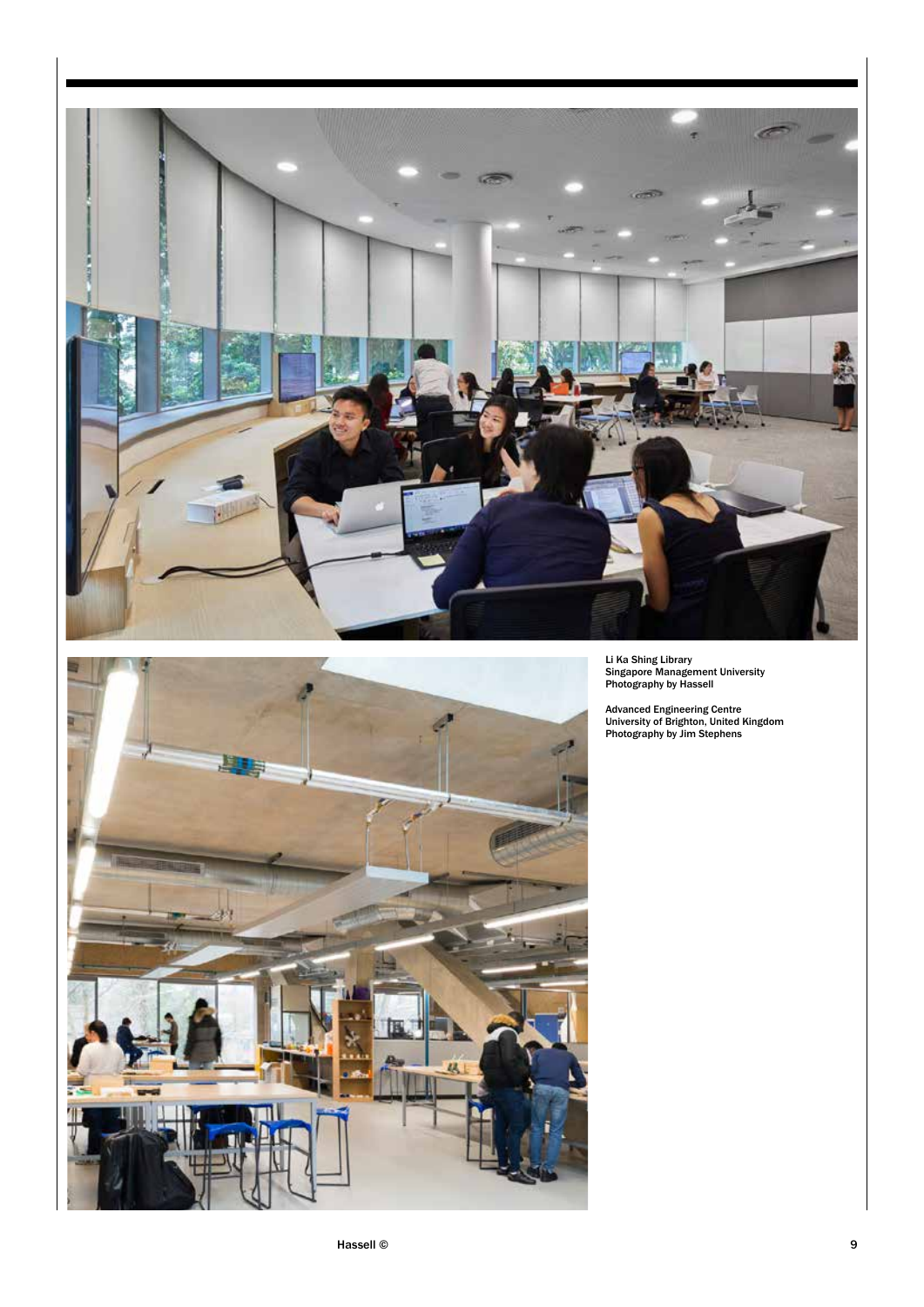Li Ka Shing Library
Singapore Management University
Photography by Hassell

Advanced Engineering Centre
University of Brighton, United Kingdom
Photography by Jim Stephens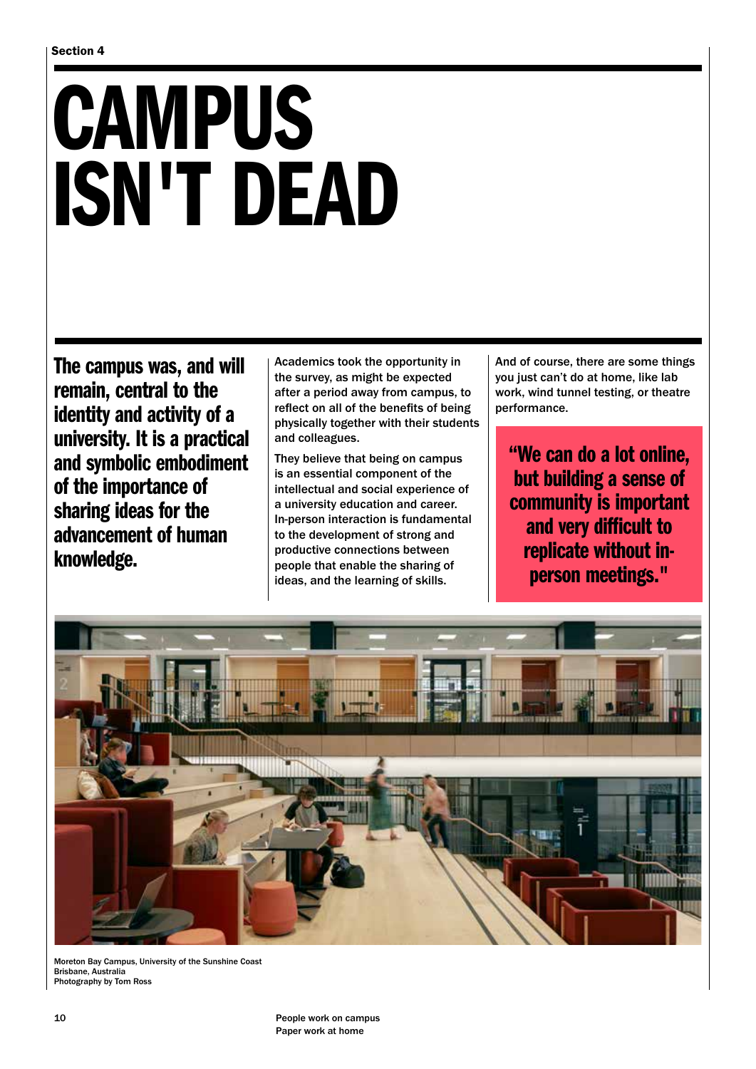Section 4

# CAMPUS ISN'T DEAD

**The campus was, and will remain, central to the identity and activity of a university. It is a practical and symbolic embodiment of the importance of sharing ideas for the advancement of human knowledge.**

Academics took the opportunity in the survey, as might be expected after a period away from campus, to reflect on all of the benefits of being physically together with their students and colleagues.

They believe that being on campus is an essential component of the intellectual and social experience of a university education and career. In-person interaction is fundamental to the development of strong and productive connections between people that enable the sharing of ideas, and the learning of skills.

And of course, there are some things you just can't do at home, like lab work, wind tunnel testing, or theatre performance.

> **"We can do a lot online, but building a sense of community is important and very difficult to replicate without in-person meetings."**

Moreton Bay Campus, University of the Sunshine Coast
Brisbane, Australia
Photography by Tom Ross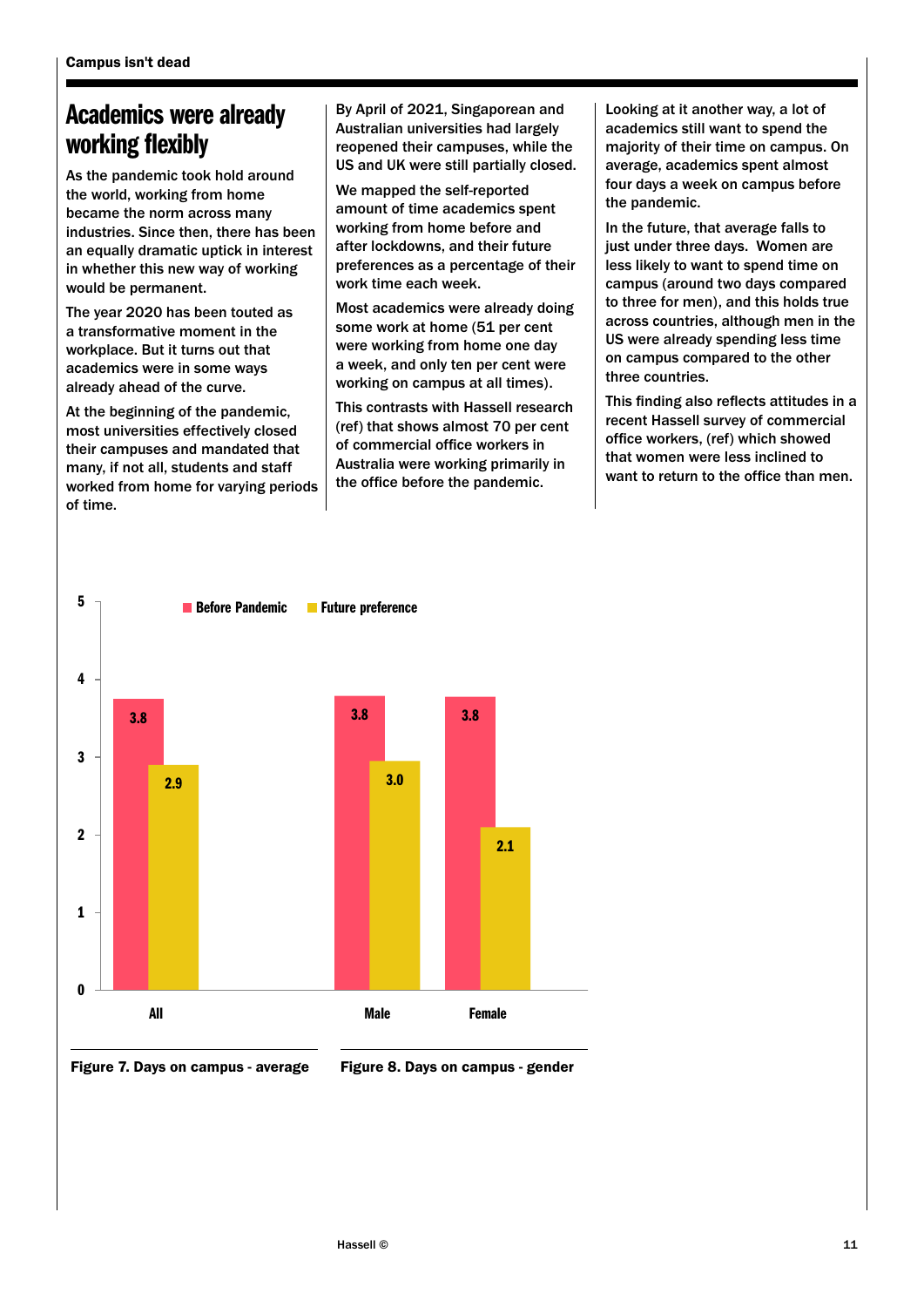## Academics were already working flexibly

As the pandemic took hold around the world, working from home became the norm across many industries. Since then, there has been an equally dramatic uptick in interest in whether this new way of working would be permanent.

The year 2020 has been touted as a transformative moment in the workplace. But it turns out that academics were in some ways already ahead of the curve.

At the beginning of the pandemic, most universities effectively closed their campuses and mandated that many, if not all, students and staff worked from home for varying periods of time.

By April of 2021, Singaporean and Australian universities had largely reopened their campuses, while the US and UK were still partially closed.

We mapped the self-reported amount of time academics spent working from home before and after lockdowns, and their future preferences as a percentage of their work time each week.

Most academics were already doing some work at home (51 per cent were working from home one day a week, and only ten per cent were working on campus at all times).

This contrasts with Hassell research (ref) that shows almost 70 per cent of commercial office workers in Australia were working primarily in the office before the pandemic.

Looking at it another way, a lot of academics still want to spend the majority of their time on campus. On average, academics spent almost four days a week on campus before the pandemic.

In the future, that average falls to just under three days. Women are less likely to want to spend time on campus (around two days compared to three for men), and this holds true across countries, although men in the US were already spending less time on campus compared to the other three countries.

This finding also reflects attitudes in a recent Hassell survey of commercial office workers, (ref) which showed that women were less inclined to want to return to the office than men.

| | Before Pandemic | Future preference |
|---|---|---|
| All | 3.8 | 2.9 |
| Male | 3.8 | 3.0 |
| Female | 3.8 | 2.1 |

**Figure 7. Days on campus - average**

**Figure 8. Days on campus - gender**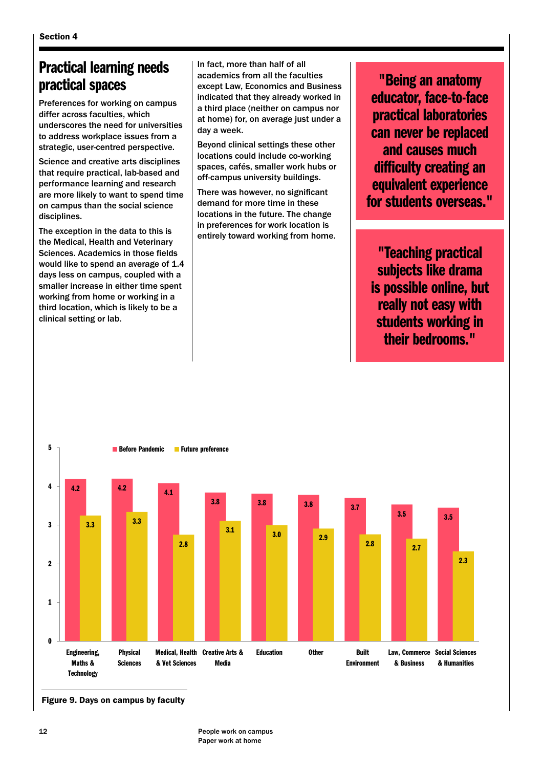## Practical learning needs practical spaces

Preferences for working on campus differ across faculties, which underscores the need for universities to address workplace issues from a strategic, user-centred perspective.

Science and creative arts disciplines that require practical, lab-based and performance learning and research are more likely to want to spend time on campus than the social science disciplines.

The exception in the data to this is the Medical, Health and Veterinary Sciences. Academics in those fields would like to spend an average of 1.4 days less on campus, coupled with a smaller increase in either time spent working from home or working in a third location, which is likely to be a clinical setting or lab.

In fact, more than half of all academics from all the faculties except Law, Economics and Business indicated that they already worked in a third place (neither on campus nor at home) for, on average just under a day a week.

Beyond clinical settings these other locations could include co-working spaces, cafés, smaller work hubs or off-campus university buildings.

There was however, no significant demand for more time in these locations in the future. The change in preferences for work location is entirely toward working from home.

> **"Being an anatomy educator, face-to-face practical laboratories can never be replaced and causes much difficulty creating an equivalent experience for students overseas."**

> **"Teaching practical subjects like drama is possible online, but really not easy with students working in their bedrooms."**

| Faculty | Before Pandemic | Future preference |
|---|---|---|
| Engineering, Maths & Technology | 4.2 | 3.3 |
| Physical Sciences | 4.2 | 3.3 |
| Medical, Health & Vet Sciences | 4.1 | 2.8 |
| Creative Arts & Media | 3.8 | 3.1 |
| Education | 3.8 | 3.0 |
| Other | 3.8 | 2.9 |
| Built Environment | 3.7 | 2.8 |
| Law, Commerce & Business | 3.5 | 2.7 |
| Social Sciences & Humanities | 3.5 | 2.3 |

**Figure 9. Days on campus by faculty**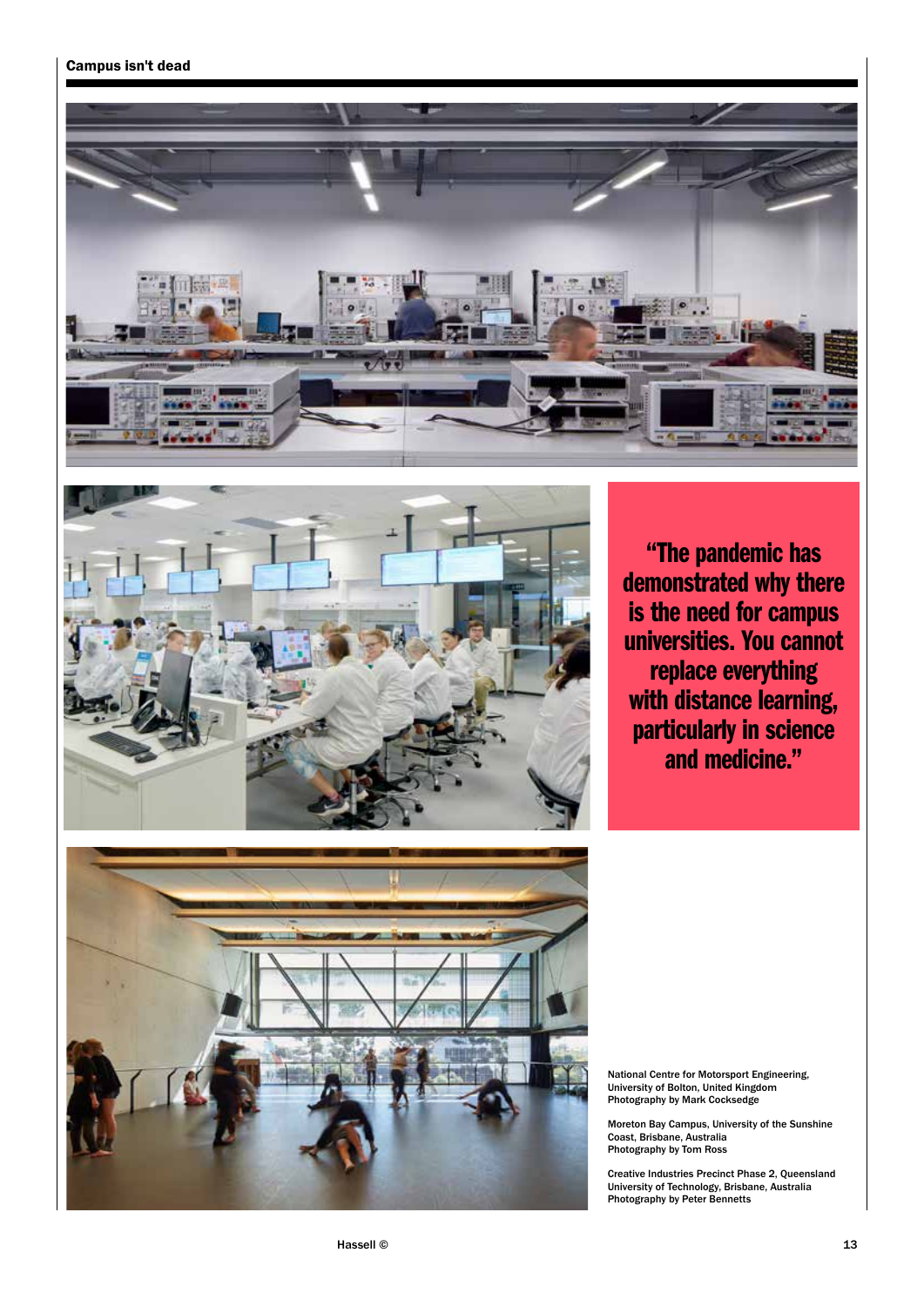> "The pandemic has demonstrated why there is the need for campus universities. You cannot replace everything with distance learning, particularly in science and medicine."

National Centre for Motorsport Engineering, University of Bolton, United Kingdom
Photography by Mark Cocksedge

Moreton Bay Campus, University of the Sunshine Coast, Brisbane, Australia
Photography by Tom Ross

Creative Industries Precinct Phase 2, Queensland University of Technology, Brisbane, Australia
Photography by Peter Bennetts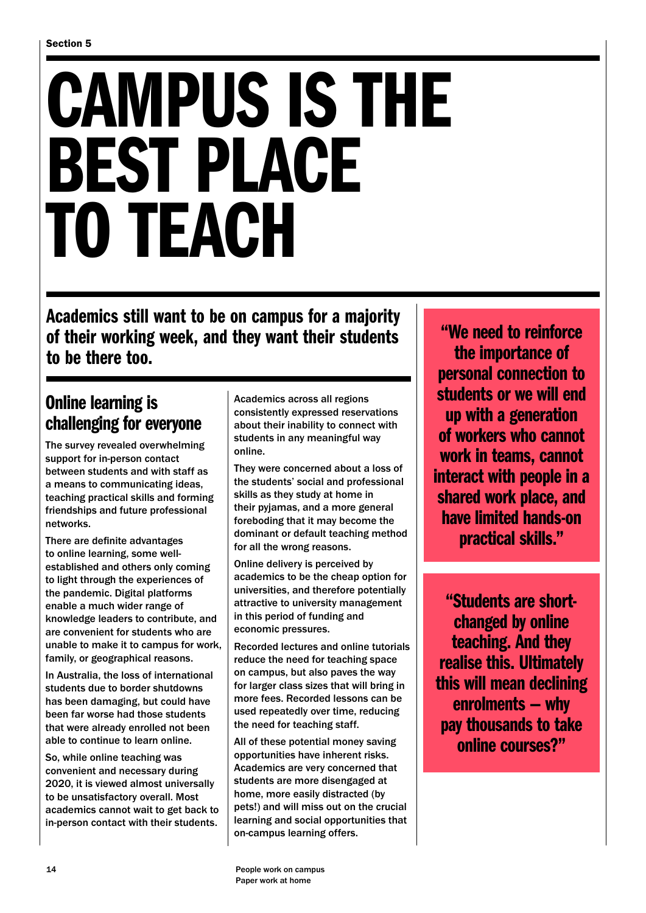Section 5

# CAMPUS IS THE BEST PLACE TO TEACH

**Academics still want to be on campus for a majority of their working week, and they want their students to be there too.**

## Online learning is challenging for everyone

The survey revealed overwhelming support for in-person contact between students and with staff as a means to communicating ideas, teaching practical skills and forming friendships and future professional networks.

There are definite advantages to online learning, some well-established and others only coming to light through the experiences of the pandemic. Digital platforms enable a much wider range of knowledge leaders to contribute, and are convenient for students who are unable to make it to campus for work, family, or geographical reasons.

In Australia, the loss of international students due to border shutdowns has been damaging, but could have been far worse had those students that were already enrolled not been able to continue to learn online.

So, while online teaching was convenient and necessary during 2020, it is viewed almost universally to be unsatisfactory overall. Most academics cannot wait to get back to in-person contact with their students.

Academics across all regions consistently expressed reservations about their inability to connect with students in any meaningful way online.

They were concerned about a loss of the students' social and professional skills as they study at home in their pyjamas, and a more general foreboding that it may become the dominant or default teaching method for all the wrong reasons.

Online delivery is perceived by academics to be the cheap option for universities, and therefore potentially attractive to university management in this period of funding and economic pressures.

Recorded lectures and online tutorials reduce the need for teaching space on campus, but also paves the way for larger class sizes that will bring in more fees. Recorded lessons can be used repeatedly over time, reducing the need for teaching staff.

All of these potential money saving opportunities have inherent risks. Academics are very concerned that students are more disengaged at home, more easily distracted (by pets!) and will miss out on the crucial learning and social opportunities that on-campus learning offers.

> **"We need to reinforce the importance of personal connection to students or we will end up with a generation of workers who cannot work in teams, cannot interact with people in a shared work place, and have limited hands-on practical skills."**

> **"Students are short-changed by online teaching. And they realise this. Ultimately this will mean declining enrolments – why pay thousands to take online courses?"**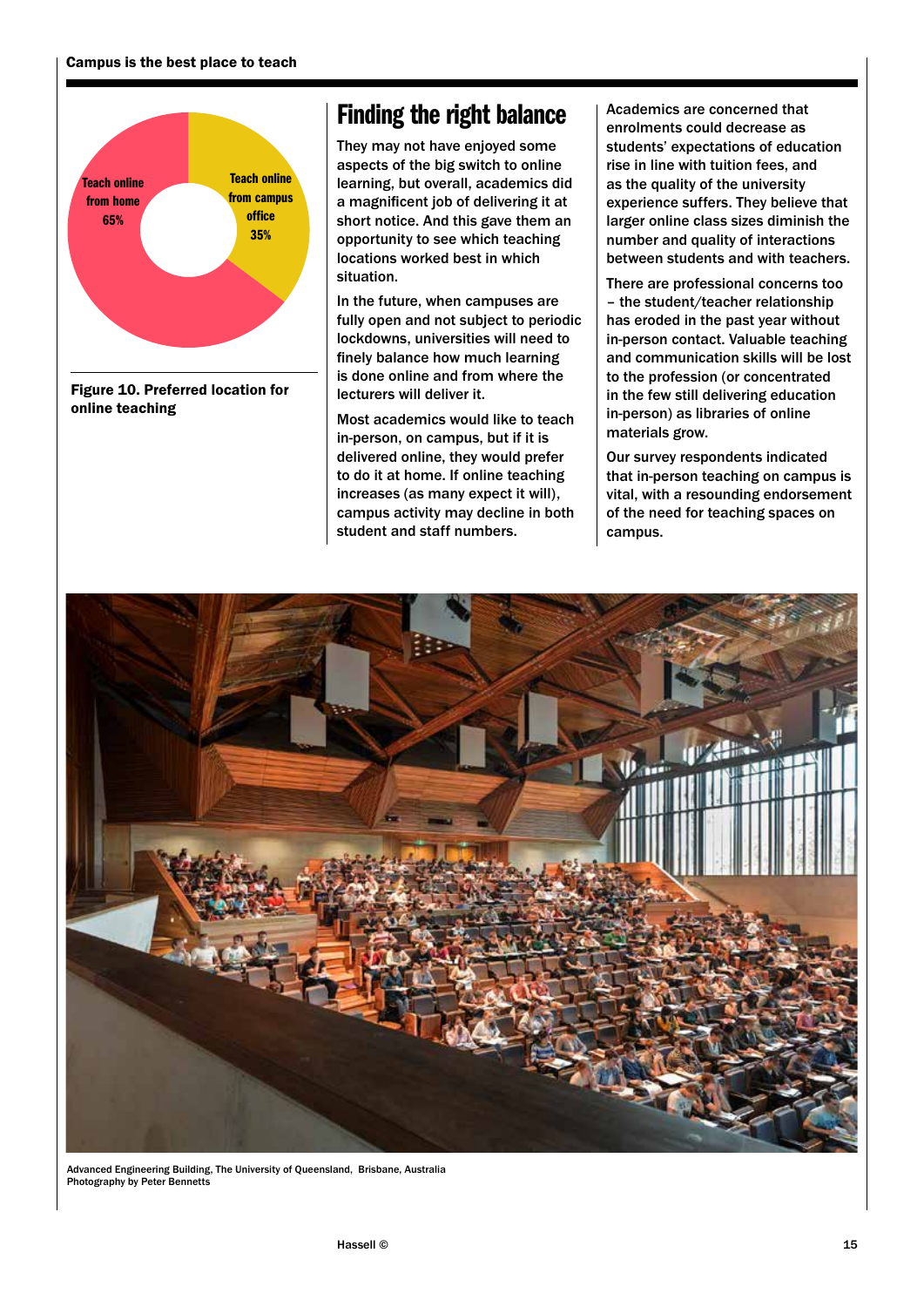Campus is the best place to teach

Teach online from home 65%

Teach online from campus office 35%

**Figure 10. Preferred location for online teaching**

## Finding the right balance

They may not have enjoyed some aspects of the big switch to online learning, but overall, academics did a magnificent job of delivering it at short notice. And this gave them an opportunity to see which teaching locations worked best in which situation.

In the future, when campuses are fully open and not subject to periodic lockdowns, universities will need to finely balance how much learning is done online and from where the lecturers will deliver it.

Most academics would like to teach in-person, on campus, but if it is delivered online, they would prefer to do it at home. If online teaching increases (as many expect it will), campus activity may decline in both student and staff numbers.

Academics are concerned that enrolments could decrease as students' expectations of education rise in line with tuition fees, and as the quality of the university experience suffers. They believe that larger online class sizes diminish the number and quality of interactions between students and with teachers.

There are professional concerns too – the student/teacher relationship has eroded in the past year without in-person contact. Valuable teaching and communication skills will be lost to the profession (or concentrated in the few still delivering education in-person) as libraries of online materials grow.

Our survey respondents indicated that in-person teaching on campus is vital, with a resounding endorsement of the need for teaching spaces on campus.

Advanced Engineering Building, The University of Queensland, Brisbane, Australia
Photography by Peter Bennetts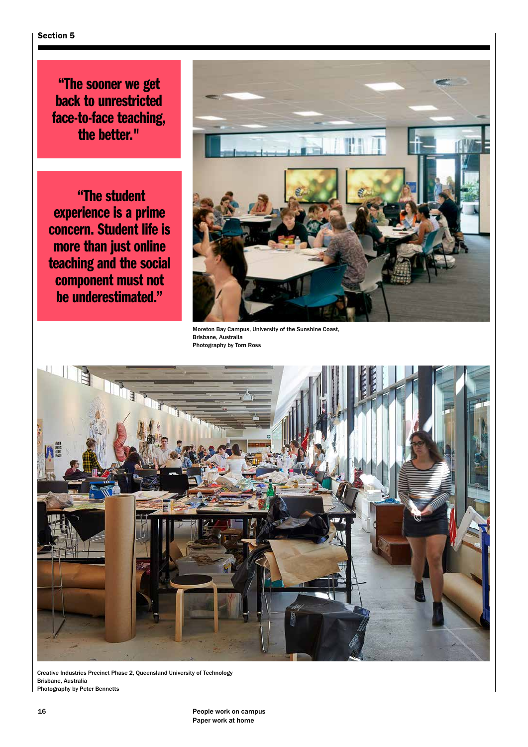“The sooner we get back to unrestricted face-to-face teaching, the better."

“The student experience is a prime concern. Student life is more than just online teaching and the social component must not be underestimated.”

Moreton Bay Campus, University of the Sunshine Coast, Brisbane, Australia
Photography by Tom Ross

Creative Industries Precinct Phase 2, Queensland University of Technology
Brisbane, Australia
Photography by Peter Bennetts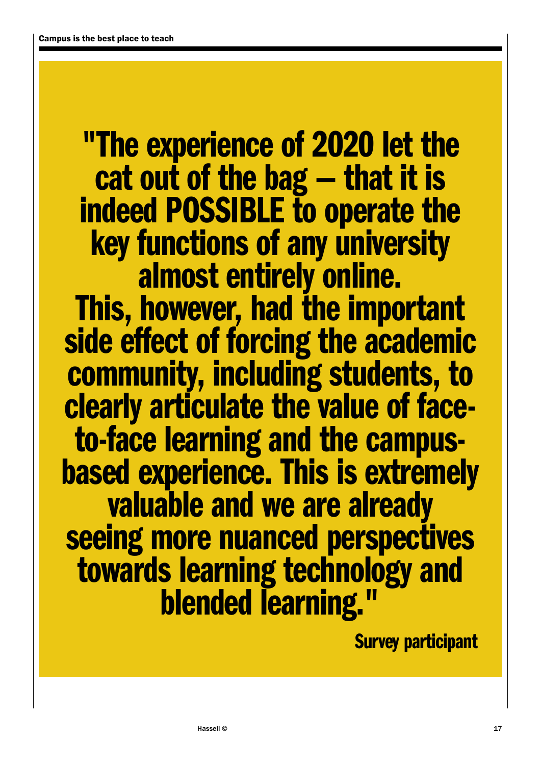> "The experience of 2020 let the cat out of the bag – that it is indeed POSSIBLE to operate the key functions of any university almost entirely online.
> This, however, had the important side effect of forcing the academic community, including students, to clearly articulate the value of face-to-face learning and the campus-based experience. This is extremely valuable and we are already seeing more nuanced perspectives towards learning technology and blended learning."

**Survey participant**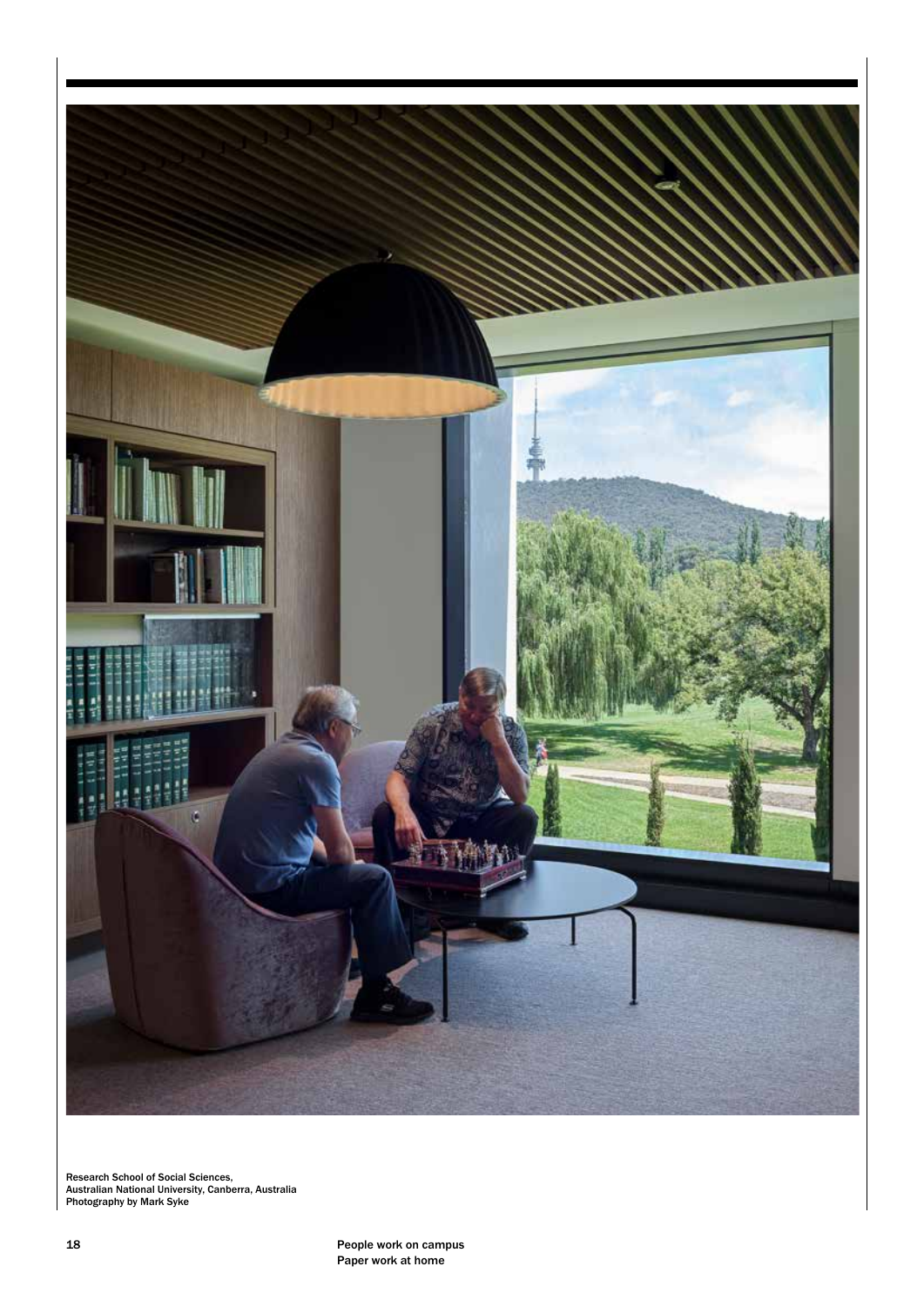Research School of Social Sciences,
Australian National University, Canberra, Australia
Photography by Mark Syke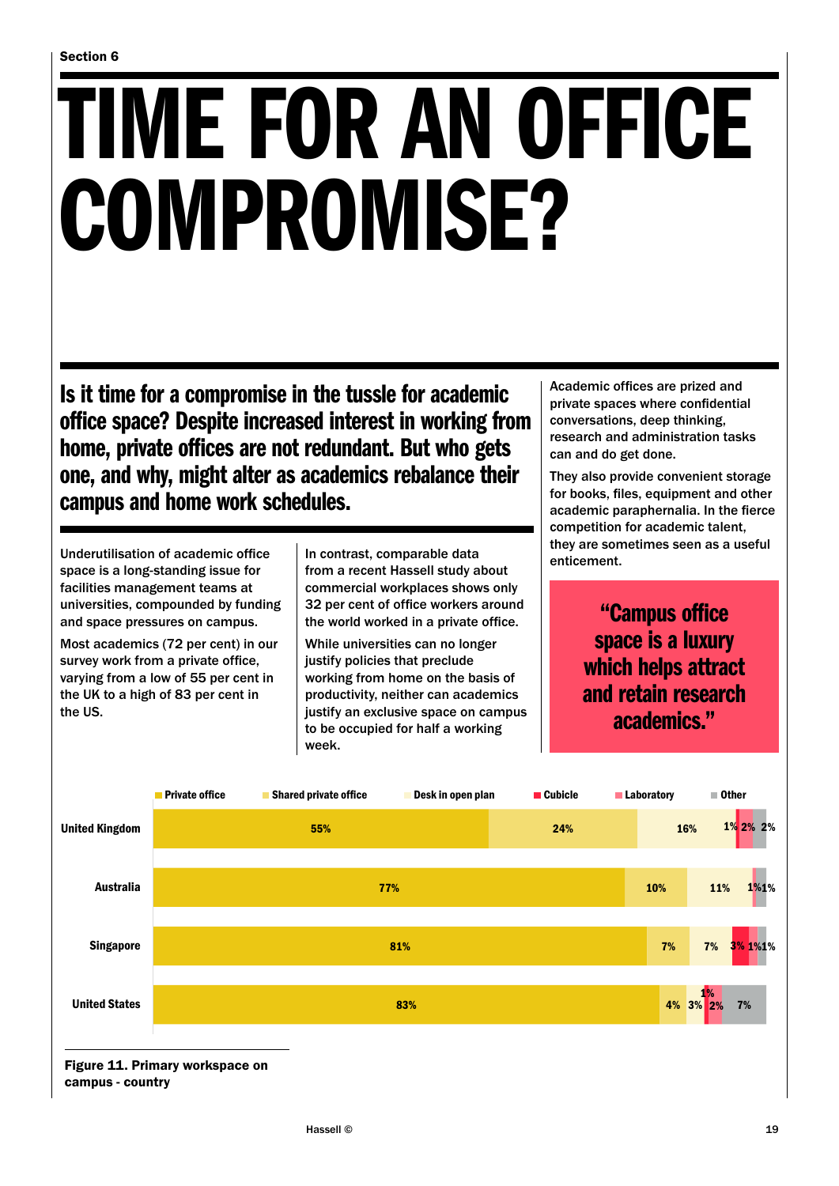Section 6

# TIME FOR AN OFFICE COMPROMISE?

## Is it time for a compromise in the tussle for academic office space? Despite increased interest in working from home, private offices are not redundant. But who gets one, and why, might alter as academics rebalance their campus and home work schedules.

Underutilisation of academic office space is a long-standing issue for facilities management teams at universities, compounded by funding and space pressures on campus.

Most academics (72 per cent) in our survey work from a private office, varying from a low of 55 per cent in the UK to a high of 83 per cent in the US.

In contrast, comparable data from a recent Hassell study about commercial workplaces shows only 32 per cent of office workers around the world worked in a private office.

While universities can no longer justify policies that preclude working from home on the basis of productivity, neither can academics justify an exclusive space on campus to be occupied for half a working week.

Academic offices are prized and private spaces where confidential conversations, deep thinking, research and administration tasks can and do get done.

They also provide convenient storage for books, files, equipment and other academic paraphernalia. In the fierce competition for academic talent, they are sometimes seen as a useful enticement.

> **"Campus office space is a luxury which helps attract and retain research academics."**

| | Private office | Shared private office | Desk in open plan | Cubicle | Laboratory | Other |
|---|---|---|---|---|---|---|
| United Kingdom | 55% | 24% | 16% | 1% | 2% | 2% |
| Australia | 77% | 10% | 11% | | 1% | 1% |
| Singapore | 81% | 7% | 7% | 3% | 1% | 1% |
| United States | 83% | 4% | 3% | 1% | 2% | 7% |

**Figure 11. Primary workspace on campus - country**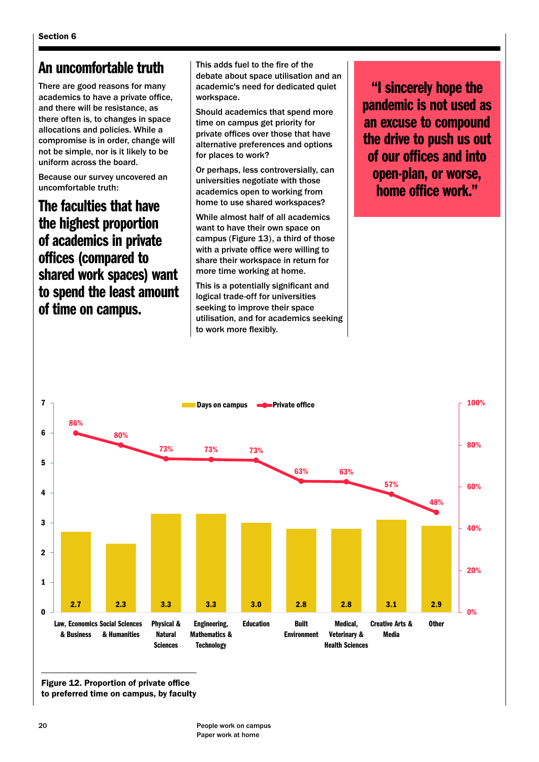## An uncomfortable truth

There are good reasons for many academics to have a private office, and there will be resistance, as there often is, to changes in space allocations and policies. While a compromise is in order, change will not be simple, nor is it likely to be uniform across the board.

Because our survey uncovered an uncomfortable truth:

**The faculties that have the highest proportion of academics in private offices (compared to shared work spaces) want to spend the least amount of time on campus.**

This adds fuel to the fire of the debate about space utilisation and an academic's need for dedicated quiet workspace.

Should academics that spend more time on campus get priority for private offices over those that have alternative preferences and options for places to work?

Or perhaps, less controversially, can universities negotiate with those academics open to working from home to use shared workspaces?

While almost half of all academics want to have their own space on campus (Figure 13), a third of those with a private office were willing to share their workspace in return for more time working at home.

This is a potentially significant and logical trade-off for universities seeking to improve their space utilisation, and for academics seeking to work more flexibly.

> **"I sincerely hope the pandemic is not used as an excuse to compound the drive to push us out of our offices and into open-plan, or worse, home office work."**

| Faculty | Days on campus | Private office |
|---|---|---|
| Law, Economics & Business | 2.7 | 86% |
| Social Sciences & Humanities | 2.3 | 80% |
| Physical & Natural Sciences | 3.3 | 73% |
| Engineering, Mathematics & Technology | 3.3 | 73% |
| Education | 3.0 | 73% |
| Built Environment | 2.8 | 63% |
| Medical, Veterinary & Health Sciences | 2.8 | 63% |
| Creative Arts & Media | 3.1 | 57% |
| Other | 2.9 | 48% |

**Figure 12. Proportion of private office to preferred time on campus, by faculty**

People work on campus
Paper work at home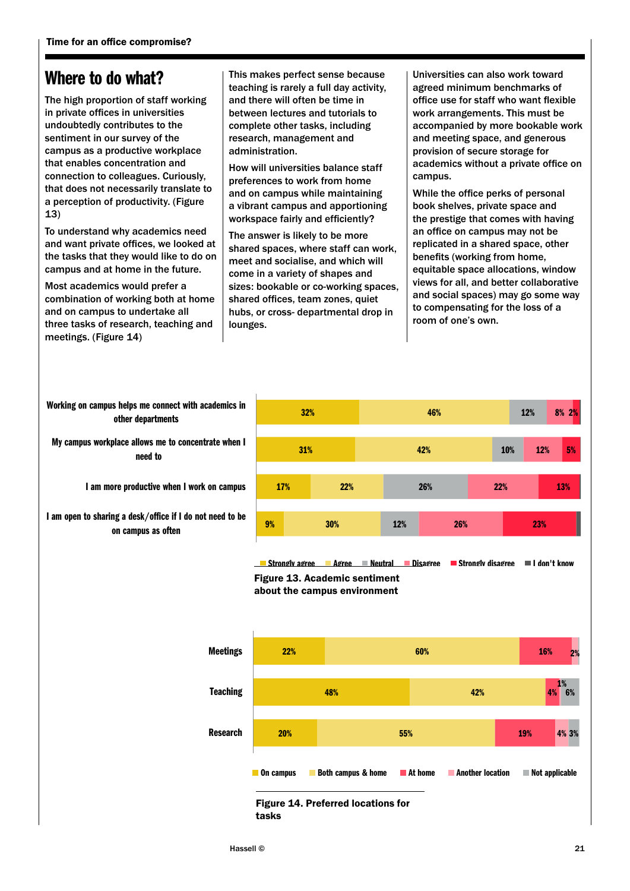## Where to do what?

The high proportion of staff working in private offices in universities undoubtedly contributes to the sentiment in our survey of the campus as a productive workplace that enables concentration and connection to colleagues. Curiously, that does not necessarily translate to a perception of productivity. (Figure 13)

To understand why academics need and want private offices, we looked at the tasks that they would like to do on campus and at home in the future.

Most academics would prefer a combination of working both at home and on campus to undertake all three tasks of research, teaching and meetings. (Figure 14)

This makes perfect sense because teaching is rarely a full day activity, and there will often be time in between lectures and tutorials to complete other tasks, including research, management and administration.

How will universities balance staff preferences to work from home and on campus while maintaining a vibrant campus and apportioning workspace fairly and efficiently?

The answer is likely to be more shared spaces, where staff can work, meet and socialise, and which will come in a variety of shapes and sizes: bookable or co-working spaces, shared offices, team zones, quiet hubs, or cross- departmental drop in lounges.

Universities can also work toward agreed minimum benchmarks of office use for staff who want flexible work arrangements. This must be accompanied by more bookable work and meeting space, and generous provision of secure storage for academics without a private office on campus.

While the office perks of personal book shelves, private space and the prestige that comes with having an office on campus may not be replicated in a shared space, other benefits (working from home, equitable space allocations, window views for all, and better collaborative and social spaces) may go some way to compensating for the loss of a room of one's own.

| | Strongly agree | Agree | Neutral | Disagree | Strongly disagree | I don't know |
|---|---|---|---|---|---|---|
| Working on campus helps me connect with academics in other departments | 32% | 46% | 12% | 8% | 2% | |
| My campus workplace allows me to concentrate when I need to | 31% | 42% | 10% | 12% | 5% | |
| I am more productive when I work on campus | 17% | 22% | 26% | 22% | 13% | |
| I am open to sharing a desk/office if I do not need to be on campus as often | 9% | 30% | 12% | 26% | 23% | |

**Figure 13. Academic sentiment about the campus environment**

| | On campus | Both campus & home | At home | Another location | Not applicable |
|---|---|---|---|---|---|
| Meetings | 22% | 60% | 16% | 2% | |
| Teaching | 48% | 42% | 4% | 1% | 6% |
| Research | 20% | 55% | 19% | 4% | 3% |

**Figure 14. Preferred locations for tasks**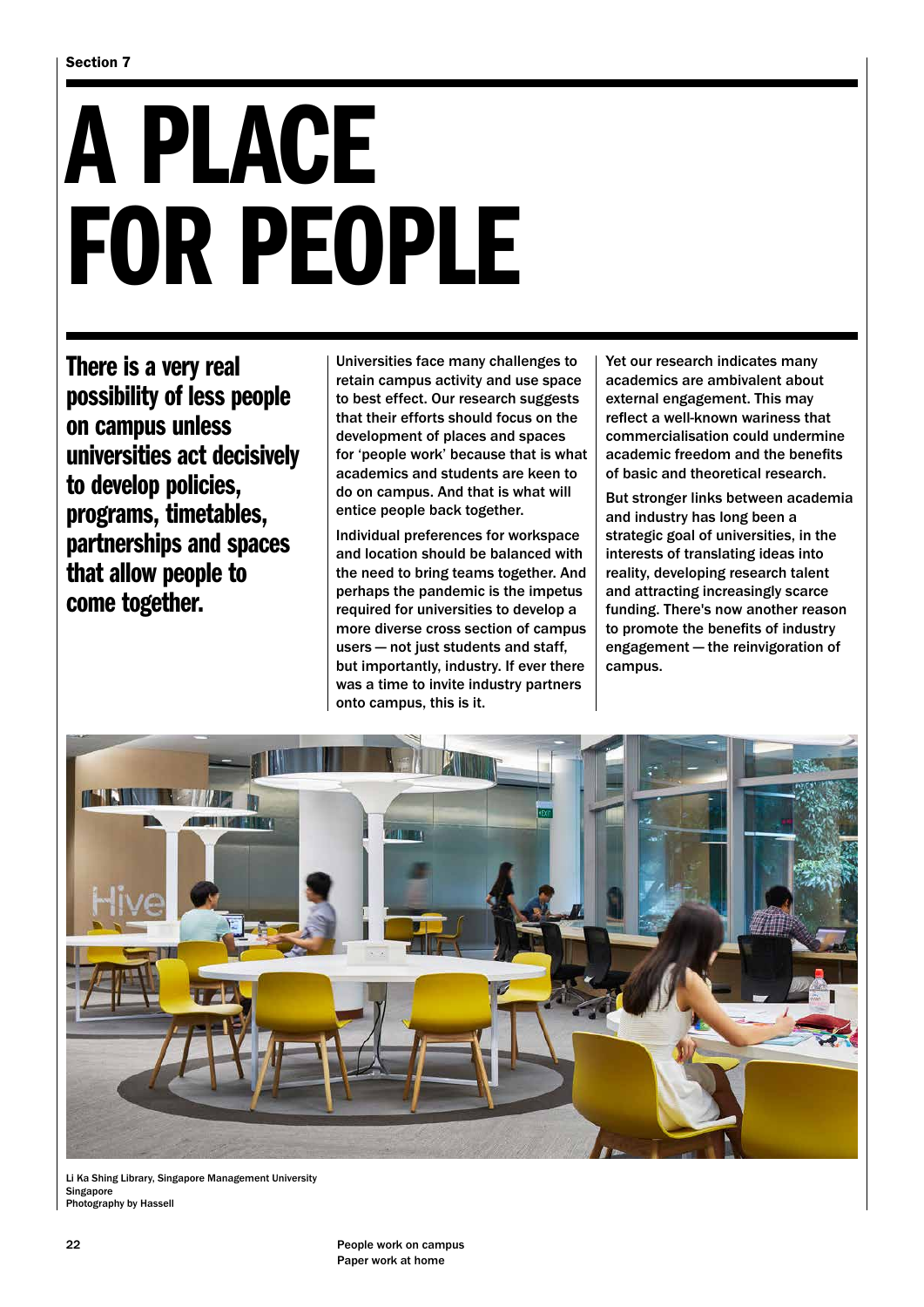Section 7

# A PLACE FOR PEOPLE

**There is a very real possibility of less people on campus unless universities act decisively to develop policies, programs, timetables, partnerships and spaces that allow people to come together.**

Universities face many challenges to retain campus activity and use space to best effect. Our research suggests that their efforts should focus on the development of places and spaces for 'people work' because that is what academics and students are keen to do on campus. And that is what will entice people back together.

Individual preferences for workspace and location should be balanced with the need to bring teams together. And perhaps the pandemic is the impetus required for universities to develop a more diverse cross section of campus users — not just students and staff, but importantly, industry. If ever there was a time to invite industry partners onto campus, this is it.

Yet our research indicates many academics are ambivalent about external engagement. This may reflect a well-known wariness that commercialisation could undermine academic freedom and the benefits of basic and theoretical research.

But stronger links between academia and industry has long been a strategic goal of universities, in the interests of translating ideas into reality, developing research talent and attracting increasingly scarce funding. There's now another reason to promote the benefits of industry engagement — the reinvigoration of campus.

Li Ka Shing Library, Singapore Management University
Singapore
Photography by Hassell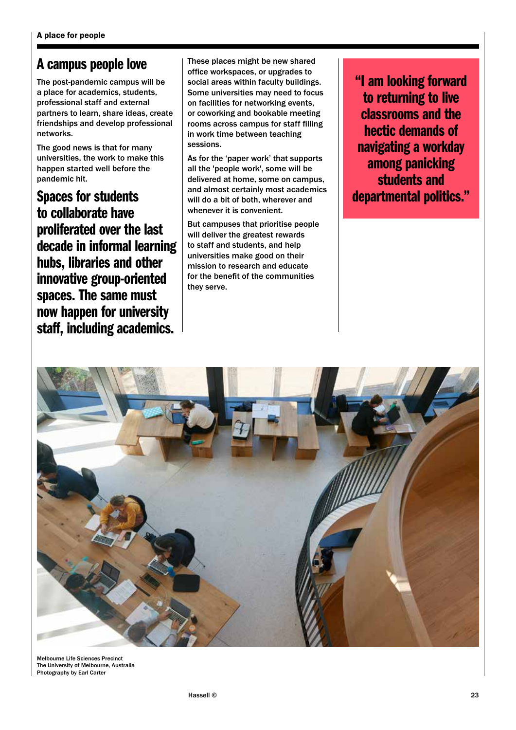## A campus people love

The post-pandemic campus will be a place for academics, students, professional staff and external partners to learn, share ideas, create friendships and develop professional networks.

The good news is that for many universities, the work to make this happen started well before the pandemic hit.

**Spaces for students to collaborate have proliferated over the last decade in informal learning hubs, libraries and other innovative group-oriented spaces. The same must now happen for university staff, including academics.**

These places might be new shared office workspaces, or upgrades to social areas within faculty buildings. Some universities may need to focus on facilities for networking events, or coworking and bookable meeting rooms across campus for staff filling in work time between teaching sessions.

As for the 'paper work' that supports all the 'people work', some will be delivered at home, some on campus, and almost certainly most academics will do a bit of both, wherever and whenever it is convenient.

But campuses that prioritise people will deliver the greatest rewards to staff and students, and help universities make good on their mission to research and educate for the benefit of the communities they serve.

> **"I am looking forward to returning to live classrooms and the hectic demands of navigating a workday among panicking students and departmental politics."**

Melbourne Life Sciences Precinct
The University of Melbourne, Australia
Photography by Earl Carter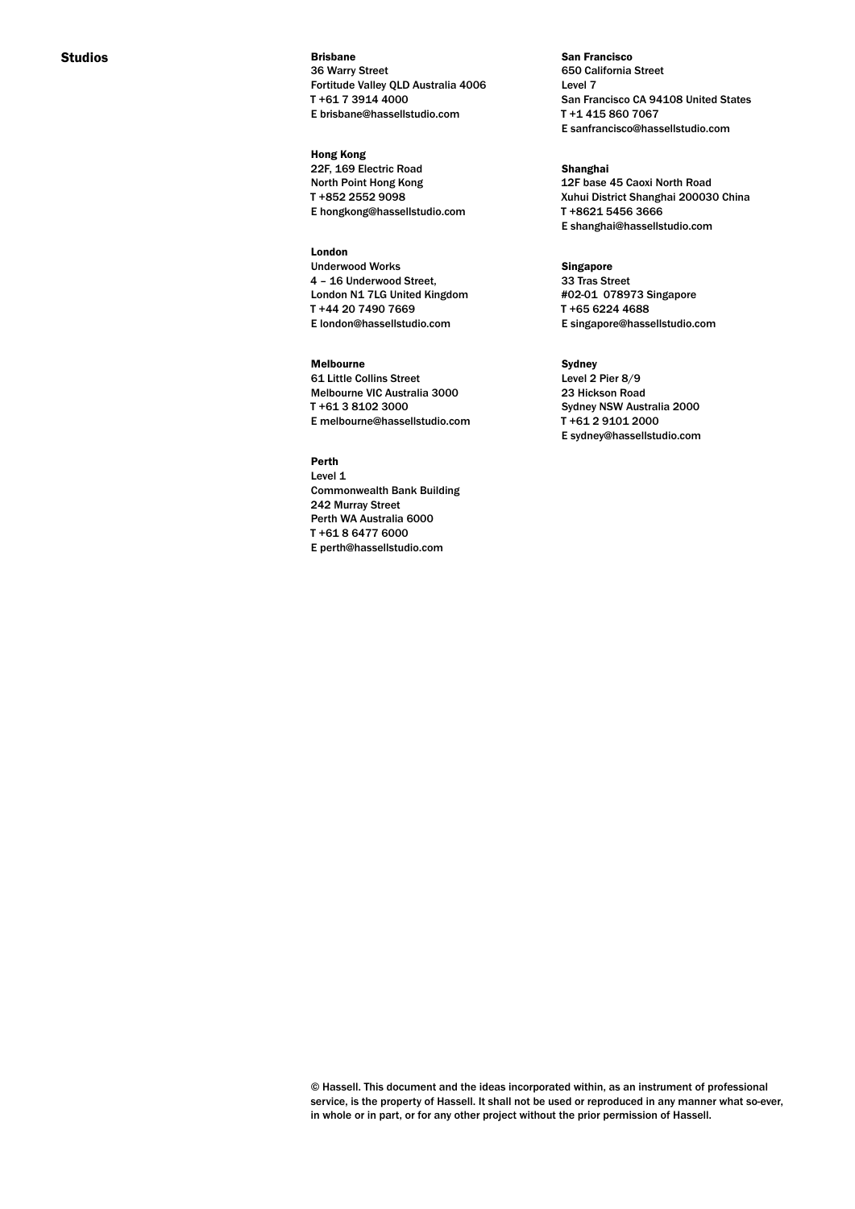## Studios

**Brisbane**
36 Warry Street
Fortitude Valley QLD Australia 4006
T +61 7 3914 4000
E brisbane@hassellstudio.com

**Hong Kong**
22F, 169 Electric Road
North Point Hong Kong
T +852 2552 9098
E hongkong@hassellstudio.com

**London**
Underwood Works
4 – 16 Underwood Street,
London N1 7LG United Kingdom
T +44 20 7490 7669
E london@hassellstudio.com

**Melbourne**
61 Little Collins Street
Melbourne VIC Australia 3000
T +61 3 8102 3000
E melbourne@hassellstudio.com

**Perth**
Level 1
Commonwealth Bank Building
242 Murray Street
Perth WA Australia 6000
T +61 8 6477 6000
E perth@hassellstudio.com

**San Francisco**
650 California Street
Level 7
San Francisco CA 94108 United States
T +1 415 860 7067
E sanfrancisco@hassellstudio.com

**Shanghai**
12F base 45 Caoxi North Road
Xuhui District Shanghai 200030 China
T +8621 5456 3666
E shanghai@hassellstudio.com

**Singapore**
33 Tras Street
#02-01 078973 Singapore
T +65 6224 4688
E singapore@hassellstudio.com

**Sydney**
Level 2 Pier 8/9
23 Hickson Road
Sydney NSW Australia 2000
T +61 2 9101 2000
E sydney@hassellstudio.com

© Hassell. This document and the ideas incorporated within, as an instrument of professional service, is the property of Hassell. It shall not be used or reproduced in any manner what so-ever, in whole or in part, or for any other project without the prior permission of Hassell.